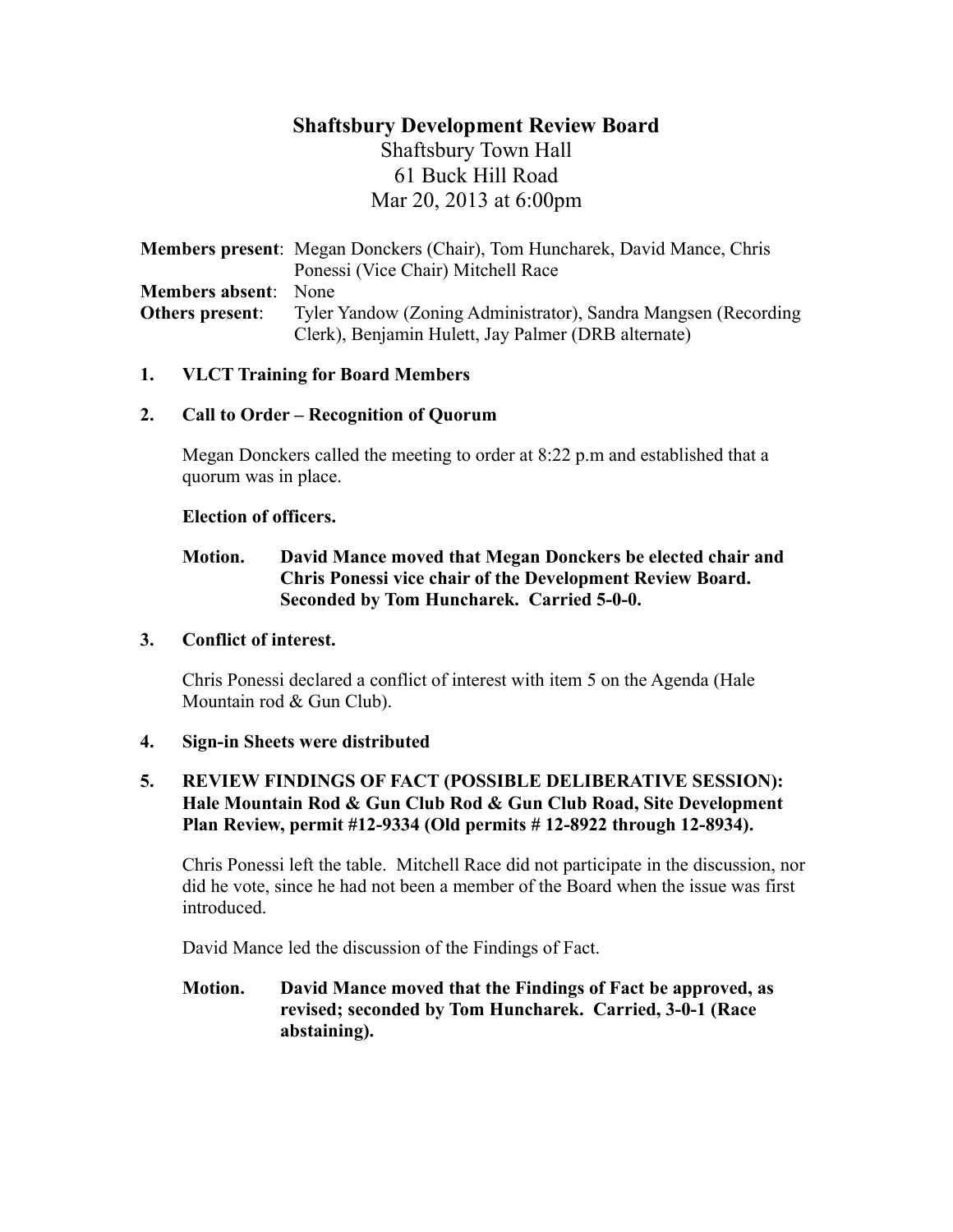# Shaftsbury Development Review Board

Shaftsbury Town Hall
61 Buck Hill Road
Mar 20, 2013 at 6:00pm

**Members present**: Megan Donckers (Chair), Tom Huncharek, David Mance, Chris Ponessi (Vice Chair) Mitchell Race
**Members absent**: None
**Others present**: Tyler Yandow (Zoning Administrator), Sandra Mangsen (Recording Clerk), Benjamin Hulett, Jay Palmer (DRB alternate)

**1. VLCT Training for Board Members**

**2. Call to Order – Recognition of Quorum**

Megan Donckers called the meeting to order at 8:22 p.m and established that a quorum was in place.

**Election of officers.**

**Motion. David Mance moved that Megan Donckers be elected chair and Chris Ponessi vice chair of the Development Review Board. Seconded by Tom Huncharek. Carried 5-0-0.**

**3. Conflict of interest.**

Chris Ponessi declared a conflict of interest with item 5 on the Agenda (Hale Mountain rod & Gun Club).

**4. Sign-in Sheets were distributed**

**5. REVIEW FINDINGS OF FACT (POSSIBLE DELIBERATIVE SESSION): Hale Mountain Rod & Gun Club Rod & Gun Club Road, Site Development Plan Review, permit #12-9334 (Old permits # 12-8922 through 12-8934).**

Chris Ponessi left the table. Mitchell Race did not participate in the discussion, nor did he vote, since he had not been a member of the Board when the issue was first introduced.

David Mance led the discussion of the Findings of Fact.

**Motion. David Mance moved that the Findings of Fact be approved, as revised; seconded by Tom Huncharek. Carried, 3-0-1 (Race abstaining).**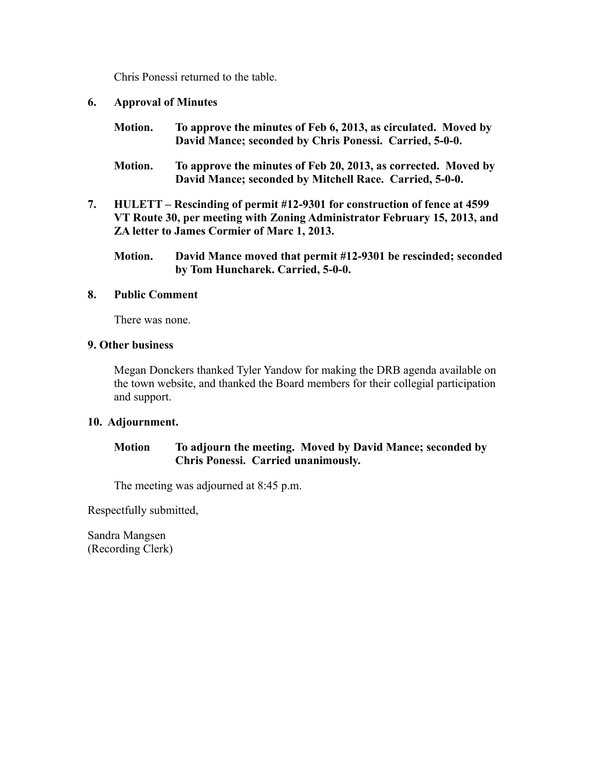Chris Ponessi returned to the table.

**6. Approval of Minutes**

**Motion. To approve the minutes of Feb 6, 2013, as circulated. Moved by David Mance; seconded by Chris Ponessi. Carried, 5-0-0.**

**Motion. To approve the minutes of Feb 20, 2013, as corrected. Moved by David Mance; seconded by Mitchell Race. Carried, 5-0-0.**

**7. HULETT – Rescinding of permit #12-9301 for construction of fence at 4599 VT Route 30, per meeting with Zoning Administrator February 15, 2013, and ZA letter to James Cormier of Marc 1, 2013.**

**Motion. David Mance moved that permit #12-9301 be rescinded; seconded by Tom Huncharek. Carried, 5-0-0.**

**8. Public Comment**

There was none.

**9. Other business**

Megan Donckers thanked Tyler Yandow for making the DRB agenda available on the town website, and thanked the Board members for their collegial participation and support.

**10. Adjournment.**

**Motion To adjourn the meeting. Moved by David Mance; seconded by Chris Ponessi. Carried unanimously.**

The meeting was adjourned at 8:45 p.m.

Respectfully submitted,

Sandra Mangsen
(Recording Clerk)